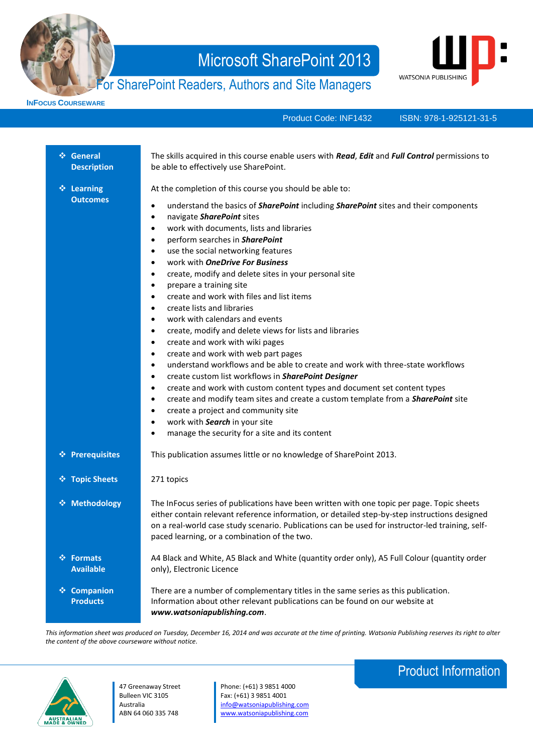# Microsoft SharePoint 2013

## For SharePoint Readers, Authors and Site Managers

INFOCUS COURSEWARE

WATSONIA PUBLISHING

Product Code: INF1432 ISBN: 978-1-925121-31-5

**General Description**

The skills acquired in this course enable users with ***Read***, ***Edit*** and ***Full Control*** permissions to be able to effectively use SharePoint.

**Learning Outcomes**

At the completion of this course you should be able to:

- understand the basics of ***SharePoint*** including ***SharePoint*** sites and their components
- navigate ***SharePoint*** sites
- work with documents, lists and libraries
- perform searches in ***SharePoint***
- use the social networking features
- work with ***OneDrive For Business***
- create, modify and delete sites in your personal site
- prepare a training site
- create and work with files and list items
- create lists and libraries
- work with calendars and events
- create, modify and delete views for lists and libraries
- create and work with wiki pages
- create and work with web part pages
- understand workflows and be able to create and work with three-state workflows
- create custom list workflows in ***SharePoint Designer***
- create and work with custom content types and document set content types
- create and modify team sites and create a custom template from a ***SharePoint*** site
- create a project and community site
- work with ***Search*** in your site
- manage the security for a site and its content

**Prerequisites**

This publication assumes little or no knowledge of SharePoint 2013.

**Topic Sheets**

271 topics

**Methodology**

The InFocus series of publications have been written with one topic per page. Topic sheets either contain relevant reference information, or detailed step-by-step instructions designed on a real-world case study scenario. Publications can be used for instructor-led training, self-paced learning, or a combination of the two.

**Formats Available**

A4 Black and White, A5 Black and White (quantity order only), A5 Full Colour (quantity order only), Electronic Licence

**Companion Products**

There are a number of complementary titles in the same series as this publication. Information about other relevant publications can be found on our website at ***www.watsoniapublishing.com***.

*This information sheet was produced on Tuesday, December 16, 2014 and was accurate at the time of printing. Watsonia Publishing reserves its right to alter the content of the above courseware without notice.*

## Product Information

AUSTRALIAN MADE & OWNED

47 Greenaway Street
Bulleen VIC 3105
Australia
ABN 64 060 335 748

Phone: (+61) 3 9851 4000
Fax: (+61) 3 9851 4001
info@watsoniapublishing.com
www.watsoniapublishing.com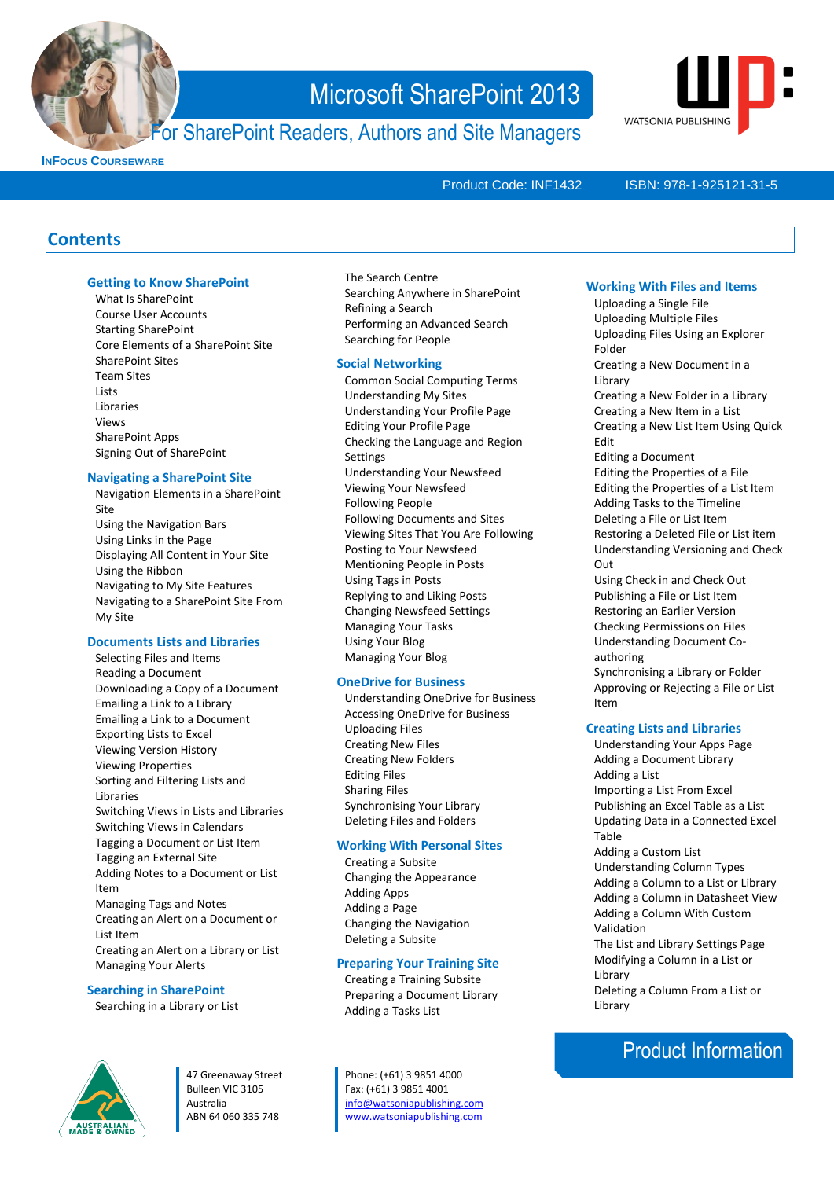# Microsoft SharePoint 2013

## For SharePoint Readers, Authors and Site Managers

INFOCUS COURSEWARE

WATSONIA PUBLISHING

Product Code: INF1432 ISBN: 978-1-925121-31-5

## Contents

### Getting to Know SharePoint

- What Is SharePoint
- Course User Accounts
- Starting SharePoint
- Core Elements of a SharePoint Site
- SharePoint Sites
- Team Sites
- Lists
- Libraries
- Views
- SharePoint Apps
- Signing Out of SharePoint

### Navigating a SharePoint Site

- Navigation Elements in a SharePoint Site
- Using the Navigation Bars
- Using Links in the Page
- Displaying All Content in Your Site
- Using the Ribbon
- Navigating to My Site Features
- Navigating to a SharePoint Site From My Site

### Documents Lists and Libraries

- Selecting Files and Items
- Reading a Document
- Downloading a Copy of a Document
- Emailing a Link to a Library
- Emailing a Link to a Document
- Exporting Lists to Excel
- Viewing Version History
- Viewing Properties
- Sorting and Filtering Lists and Libraries
- Switching Views in Lists and Libraries
- Switching Views in Calendars
- Tagging a Document or List Item
- Tagging an External Site
- Adding Notes to a Document or List Item
- Managing Tags and Notes
- Creating an Alert on a Document or List Item
- Creating an Alert on a Library or List
- Managing Your Alerts

### Searching in SharePoint

- Searching in a Library or List
- The Search Centre
- Searching Anywhere in SharePoint
- Refining a Search
- Performing an Advanced Search
- Searching for People

### Social Networking

- Common Social Computing Terms
- Understanding My Sites
- Understanding Your Profile Page
- Editing Your Profile Page
- Checking the Language and Region Settings
- Understanding Your Newsfeed
- Viewing Your Newsfeed
- Following People
- Following Documents and Sites
- Viewing Sites That You Are Following
- Posting to Your Newsfeed
- Mentioning People in Posts
- Using Tags in Posts
- Replying to and Liking Posts
- Changing Newsfeed Settings
- Managing Your Tasks
- Using Your Blog
- Managing Your Blog

### OneDrive for Business

- Understanding OneDrive for Business
- Accessing OneDrive for Business
- Uploading Files
- Creating New Files
- Creating New Folders
- Editing Files
- Sharing Files
- Synchronising Your Library
- Deleting Files and Folders

### Working With Personal Sites

- Creating a Subsite
- Changing the Appearance
- Adding Apps
- Adding a Page
- Changing the Navigation
- Deleting a Subsite

### Preparing Your Training Site

- Creating a Training Subsite
- Preparing a Document Library
- Adding a Tasks List

### Working With Files and Items

- Uploading a Single File
- Uploading Multiple Files
- Uploading Files Using an Explorer Folder
- Creating a New Document in a Library
- Creating a New Folder in a Library
- Creating a New Item in a List
- Creating a New List Item Using Quick Edit
- Editing a Document
- Editing the Properties of a File
- Editing the Properties of a List Item
- Adding Tasks to the Timeline
- Deleting a File or List Item
- Restoring a Deleted File or List item
- Understanding Versioning and Check Out
- Using Check in and Check Out
- Publishing a File or List Item
- Restoring an Earlier Version
- Checking Permissions on Files
- Understanding Document Co-authoring
- Synchronising a Library or Folder
- Approving or Rejecting a File or List Item

### Creating Lists and Libraries

- Understanding Your Apps Page
- Adding a Document Library
- Adding a List
- Importing a List From Excel
- Publishing an Excel Table as a List
- Updating Data in a Connected Excel Table
- Adding a Custom List
- Understanding Column Types
- Adding a Column to a List or Library
- Adding a Column in Datasheet View
- Adding a Column With Custom Validation
- The List and Library Settings Page
- Modifying a Column in a List or Library
- Deleting a Column From a List or Library

## Product Information

AUSTRALIAN MADE & OWNED

47 Greenaway Street
Bulleen VIC 3105
Australia
ABN 64 060 335 748

Phone: (+61) 3 9851 4000
Fax: (+61) 3 9851 4001
info@watsoniapublishing.com
www.watsoniapublishing.com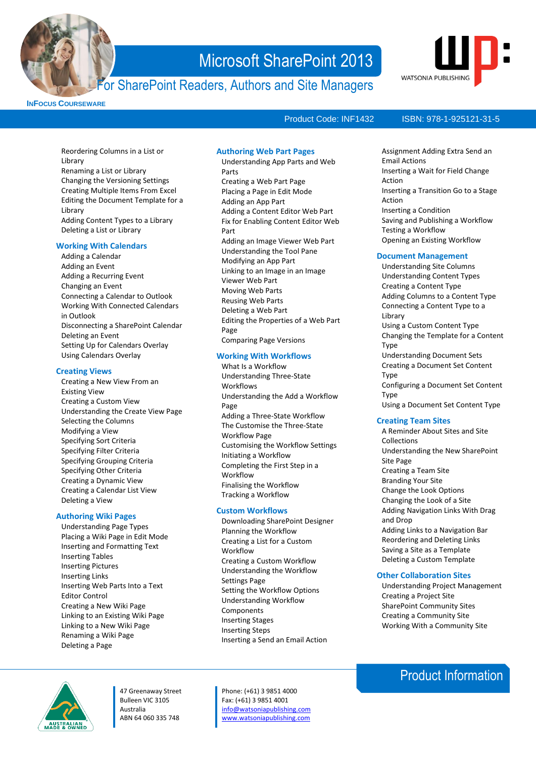# Microsoft SharePoint 2013

For SharePoint Readers, Authors and Site Managers

INFOCUS COURSEWARE

WATSONIA PUBLISHING

Product Code: INF1432    ISBN: 978-1-925121-31-5

- Reordering Columns in a List or Library
- Renaming a List or Library
- Changing the Versioning Settings
- Creating Multiple Items From Excel
- Editing the Document Template for a Library
- Adding Content Types to a Library
- Deleting a List or Library

## Working With Calendars

- Adding a Calendar
- Adding an Event
- Adding a Recurring Event
- Changing an Event
- Connecting a Calendar to Outlook
- Working With Connected Calendars in Outlook
- Disconnecting a SharePoint Calendar
- Deleting an Event
- Setting Up for Calendars Overlay
- Using Calendars Overlay

## Creating Views

- Creating a New View From an Existing View
- Creating a Custom View
- Understanding the Create View Page
- Selecting the Columns
- Modifying a View
- Specifying Sort Criteria
- Specifying Filter Criteria
- Specifying Grouping Criteria
- Specifying Other Criteria
- Creating a Dynamic View
- Creating a Calendar List View
- Deleting a View

## Authoring Wiki Pages

- Understanding Page Types
- Placing a Wiki Page in Edit Mode
- Inserting and Formatting Text
- Inserting Tables
- Inserting Pictures
- Inserting Links
- Inserting Web Parts Into a Text Editor Control
- Creating a New Wiki Page
- Linking to an Existing Wiki Page
- Linking to a New Wiki Page
- Renaming a Wiki Page
- Deleting a Page

## Authoring Web Part Pages

- Understanding App Parts and Web Parts
- Creating a Web Part Page
- Placing a Page in Edit Mode
- Adding an App Part
- Adding a Content Editor Web Part
- Fix for Enabling Content Editor Web Part
- Adding an Image Viewer Web Part
- Understanding the Tool Pane
- Modifying an App Part
- Linking to an Image in an Image Viewer Web Part
- Moving Web Parts
- Reusing Web Parts
- Deleting a Web Part
- Editing the Properties of a Web Part Page
- Comparing Page Versions

## Working With Workflows

- What Is a Workflow
- Understanding Three-State Workflows
- Understanding the Add a Workflow Page
- Adding a Three-State Workflow
- The Customise the Three-State Workflow Page
- Customising the Workflow Settings
- Initiating a Workflow
- Completing the First Step in a Workflow
- Finalising the Workflow
- Tracking a Workflow

## Custom Workflows

- Downloading SharePoint Designer
- Planning the Workflow
- Creating a List for a Custom Workflow
- Creating a Custom Workflow
- Understanding the Workflow Settings Page
- Setting the Workflow Options
- Understanding Workflow Components
- Inserting Stages
- Inserting Steps
- Inserting a Send an Email Action
- Assignment Adding Extra Send an Email Actions
- Inserting a Wait for Field Change Action
- Inserting a Transition Go to a Stage Action
- Inserting a Condition
- Saving and Publishing a Workflow
- Testing a Workflow
- Opening an Existing Workflow

## Document Management

- Understanding Site Columns
- Understanding Content Types
- Creating a Content Type
- Adding Columns to a Content Type
- Connecting a Content Type to a Library
- Using a Custom Content Type
- Changing the Template for a Content Type
- Understanding Document Sets
- Creating a Document Set Content Type
- Configuring a Document Set Content Type
- Using a Document Set Content Type

## Creating Team Sites

- A Reminder About Sites and Site Collections
- Understanding the New SharePoint Site Page
- Creating a Team Site
- Branding Your Site
- Change the Look Options
- Changing the Look of a Site
- Adding Navigation Links With Drag and Drop
- Adding Links to a Navigation Bar
- Reordering and Deleting Links
- Saving a Site as a Template
- Deleting a Custom Template

## Other Collaboration Sites

- Understanding Project Management
- Creating a Project Site
- SharePoint Community Sites
- Creating a Community Site
- Working With a Community Site

## Product Information

AUSTRALIAN MADE & OWNED

47 Greenaway Street
Bulleen VIC 3105
Australia
ABN 64 060 335 748

Phone: (+61) 3 9851 4000
Fax: (+61) 3 9851 4001
info@watsoniapublishing.com
www.watsoniapublishing.com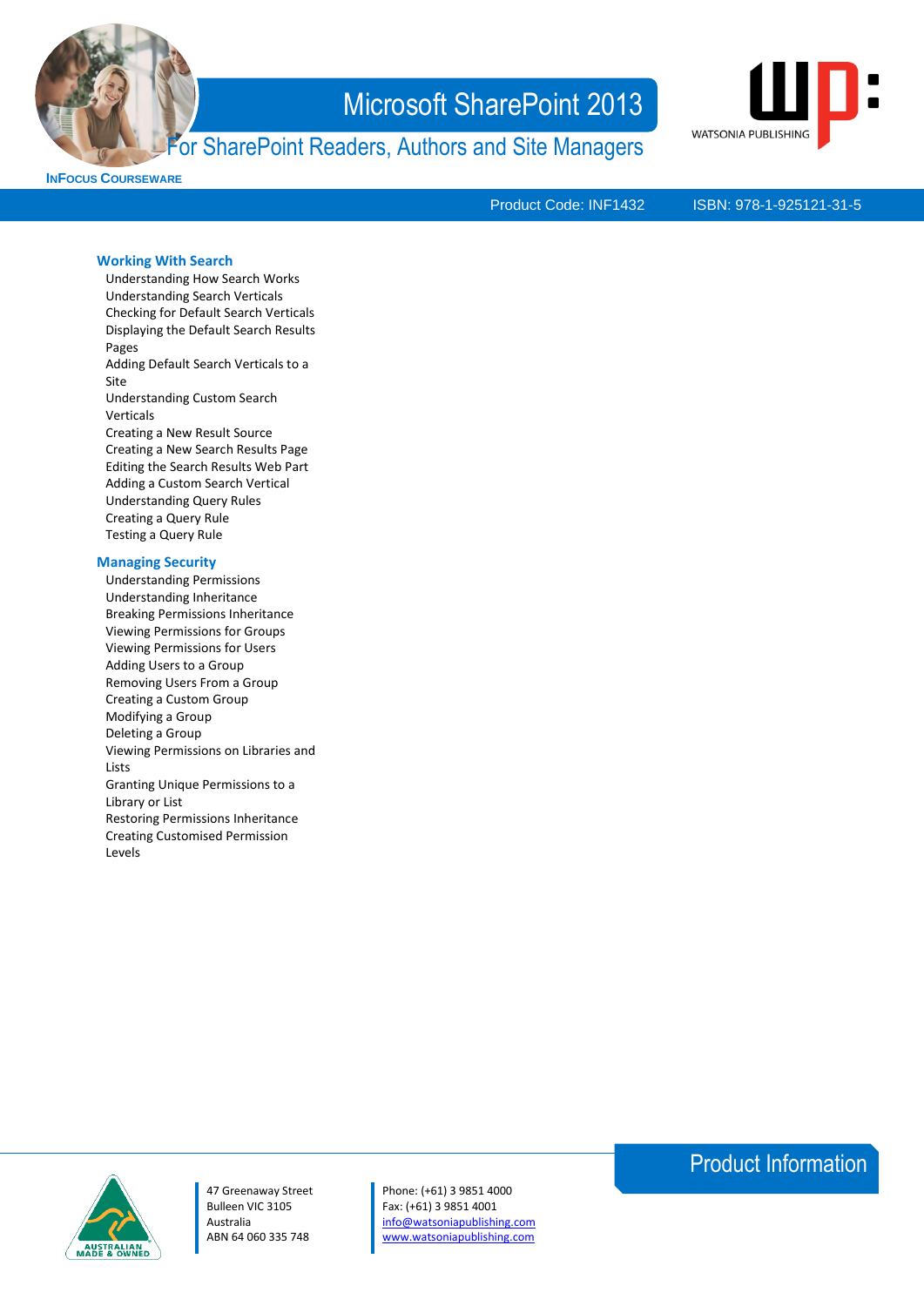# Microsoft SharePoint 2013

## For SharePoint Readers, Authors and Site Managers

INFOCUS COURSEWARE

WATSONIA PUBLISHING

Product Code: INF1432 ISBN: 978-1-925121-31-5

### Working With Search

- Understanding How Search Works
- Understanding Search Verticals
- Checking for Default Search Verticals
- Displaying the Default Search Results Pages
- Adding Default Search Verticals to a Site
- Understanding Custom Search Verticals
- Creating a New Result Source
- Creating a New Search Results Page
- Editing the Search Results Web Part
- Adding a Custom Search Vertical
- Understanding Query Rules
- Creating a Query Rule
- Testing a Query Rule

### Managing Security

- Understanding Permissions
- Understanding Inheritance
- Breaking Permissions Inheritance
- Viewing Permissions for Groups
- Viewing Permissions for Users
- Adding Users to a Group
- Removing Users From a Group
- Creating a Custom Group
- Modifying a Group
- Deleting a Group
- Viewing Permissions on Libraries and Lists
- Granting Unique Permissions to a Library or List
- Restoring Permissions Inheritance
- Creating Customised Permission Levels

AUSTRALIAN MADE & OWNED

47 Greenaway Street
Bulleen VIC 3105
Australia
ABN 64 060 335 748

Phone: (+61) 3 9851 4000
Fax: (+61) 3 9851 4001
info@watsoniapublishing.com
www.watsoniapublishing.com

Product Information